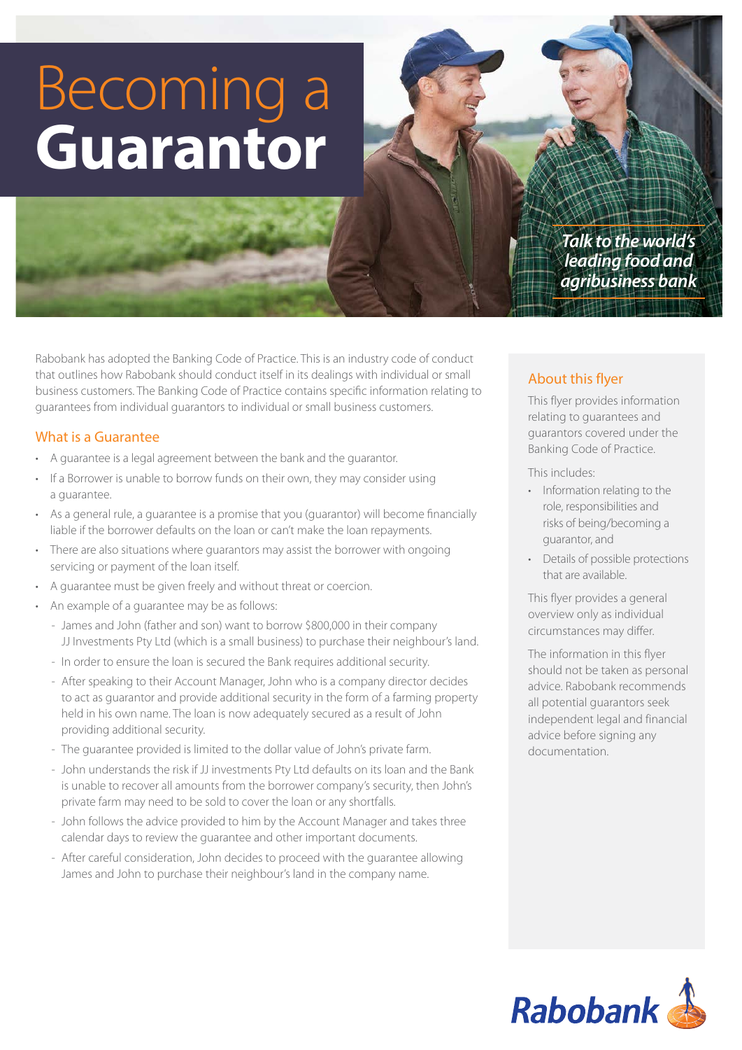# Becoming a **Guarantor**

*Talk to the world's leading food and agribusiness bank*

Rabobank has adopted the Banking Code of Practice. This is an industry code of conduct that outlines how Rabobank should conduct itself in its dealings with individual or small business customers. The Banking Code of Practice contains specific information relating to guarantees from individual guarantors to individual or small business customers.

## What is a Guarantee

- A guarantee is a legal agreement between the bank and the guarantor.
- If a Borrower is unable to borrow funds on their own, they may consider using a guarantee.
- As a general rule, a guarantee is a promise that you (guarantor) will become financially liable if the borrower defaults on the loan or can't make the loan repayments.
- There are also situations where guarantors may assist the borrower with ongoing servicing or payment of the loan itself.
- A guarantee must be given freely and without threat or coercion.
- An example of a guarantee may be as follows:
  - James and John (father and son) want to borrow $800,000 in their company JJ Investments Pty Ltd (which is a small business) to purchase their neighbour's land.
  - In order to ensure the loan is secured the Bank requires additional security.
  - After speaking to their Account Manager, John who is a company director decides to act as guarantor and provide additional security in the form of a farming property held in his own name. The loan is now adequately secured as a result of John providing additional security.
  - The guarantee provided is limited to the dollar value of John's private farm.
  - John understands the risk if JJ investments Pty Ltd defaults on its loan and the Bank is unable to recover all amounts from the borrower company's security, then John's private farm may need to be sold to cover the loan or any shortfalls.
  - John follows the advice provided to him by the Account Manager and takes three calendar days to review the guarantee and other important documents.
  - After careful consideration, John decides to proceed with the guarantee allowing James and John to purchase their neighbour's land in the company name.

## About this flyer

This flyer provides information relating to guarantees and guarantors covered under the Banking Code of Practice.

This includes:

- Information relating to the role, responsibilities and risks of being/becoming a guarantor, and
- Details of possible protections that are available.

This flyer provides a general overview only as individual circumstances may differ.

The information in this flyer should not be taken as personal advice. Rabobank recommends all potential guarantors seek independent legal and financial advice before signing any documentation.

Rabobank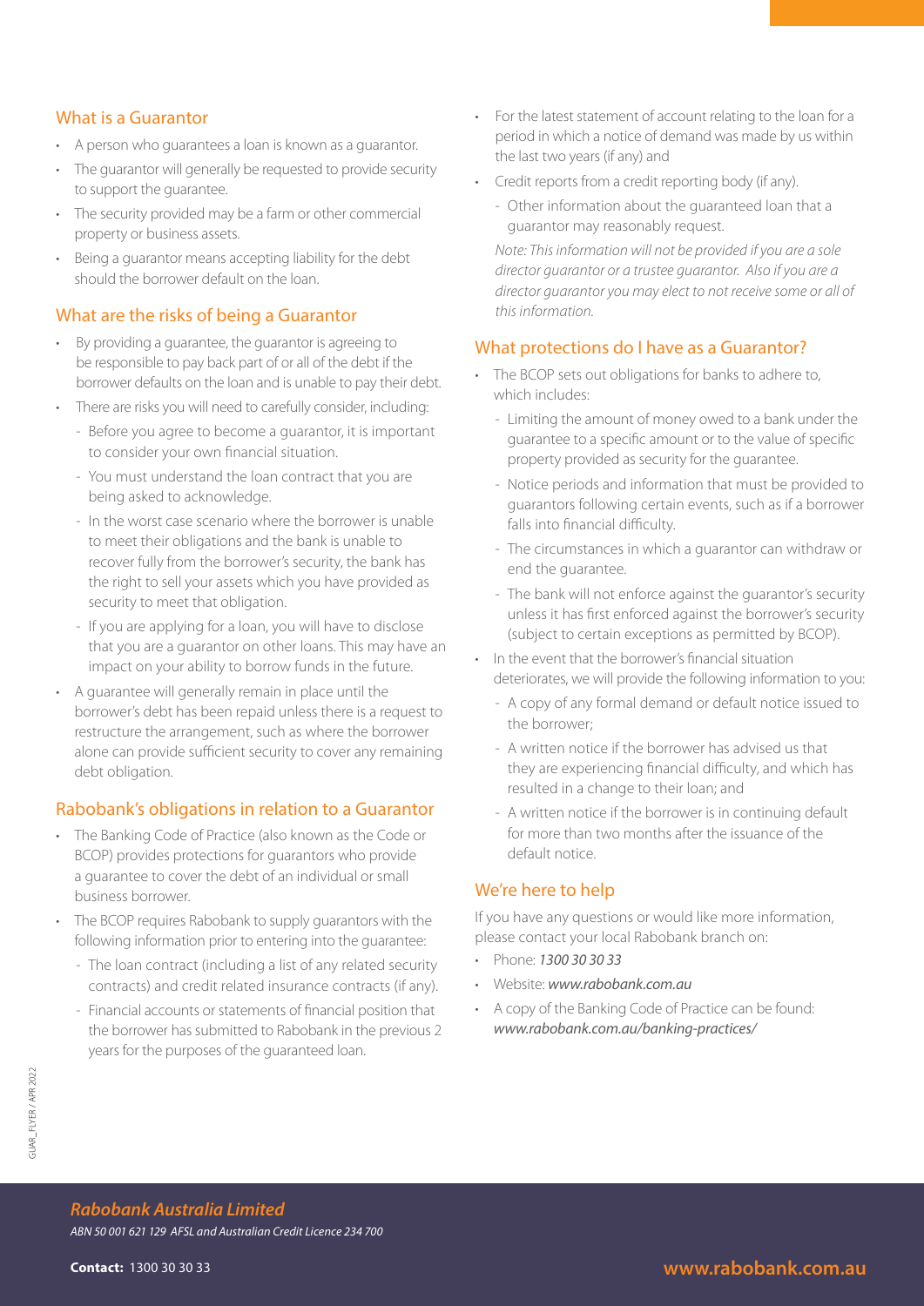## What is a Guarantor

- A person who guarantees a loan is known as a guarantor.
- The guarantor will generally be requested to provide security to support the guarantee.
- The security provided may be a farm or other commercial property or business assets.
- Being a guarantor means accepting liability for the debt should the borrower default on the loan.

## What are the risks of being a Guarantor

- By providing a guarantee, the guarantor is agreeing to be responsible to pay back part of or all of the debt if the borrower defaults on the loan and is unable to pay their debt.
- There are risks you will need to carefully consider, including:
  - Before you agree to become a guarantor, it is important to consider your own financial situation.
  - You must understand the loan contract that you are being asked to acknowledge.
  - In the worst case scenario where the borrower is unable to meet their obligations and the bank is unable to recover fully from the borrower's security, the bank has the right to sell your assets which you have provided as security to meet that obligation.
  - If you are applying for a loan, you will have to disclose that you are a guarantor on other loans. This may have an impact on your ability to borrow funds in the future.
- A guarantee will generally remain in place until the borrower's debt has been repaid unless there is a request to restructure the arrangement, such as where the borrower alone can provide sufficient security to cover any remaining debt obligation.

## Rabobank's obligations in relation to a Guarantor

- The Banking Code of Practice (also known as the Code or BCOP) provides protections for guarantors who provide a guarantee to cover the debt of an individual or small business borrower.
- The BCOP requires Rabobank to supply guarantors with the following information prior to entering into the guarantee:
  - The loan contract (including a list of any related security contracts) and credit related insurance contracts (if any).
  - Financial accounts or statements of financial position that the borrower has submitted to Rabobank in the previous 2 years for the purposes of the guaranteed loan.
- For the latest statement of account relating to the loan for a period in which a notice of demand was made by us within the last two years (if any) and
- Credit reports from a credit reporting body (if any).
  - Other information about the guaranteed loan that a guarantor may reasonably request.

  *Note: This information will not be provided if you are a sole director guarantor or a trustee guarantor. Also if you are a director guarantor you may elect to not receive some or all of this information.*

## What protections do I have as a Guarantor?

- The BCOP sets out obligations for banks to adhere to, which includes:
  - Limiting the amount of money owed to a bank under the guarantee to a specific amount or to the value of specific property provided as security for the guarantee.
  - Notice periods and information that must be provided to guarantors following certain events, such as if a borrower falls into financial difficulty.
  - The circumstances in which a guarantor can withdraw or end the guarantee.
  - The bank will not enforce against the guarantor's security unless it has first enforced against the borrower's security (subject to certain exceptions as permitted by BCOP).
- In the event that the borrower's financial situation deteriorates, we will provide the following information to you:
  - A copy of any formal demand or default notice issued to the borrower;
  - A written notice if the borrower has advised us that they are experiencing financial difficulty, and which has resulted in a change to their loan; and
  - A written notice if the borrower is in continuing default for more than two months after the issuance of the default notice.

## We're here to help

If you have any questions or would like more information, please contact your local Rabobank branch on:

- Phone: *1300 30 30 33*
- Website: *www.rabobank.com.au*
- A copy of the Banking Code of Practice can be found: *www.rabobank.com.au/banking-practices/*

GUAR_FLYER / APR 2022

***Rabobank Australia Limited***

*ABN 50 001 621 129 AFSL and Australian Credit Licence 234 700*

**Contact:** 1300 30 30 33

**www.rabobank.com.au**